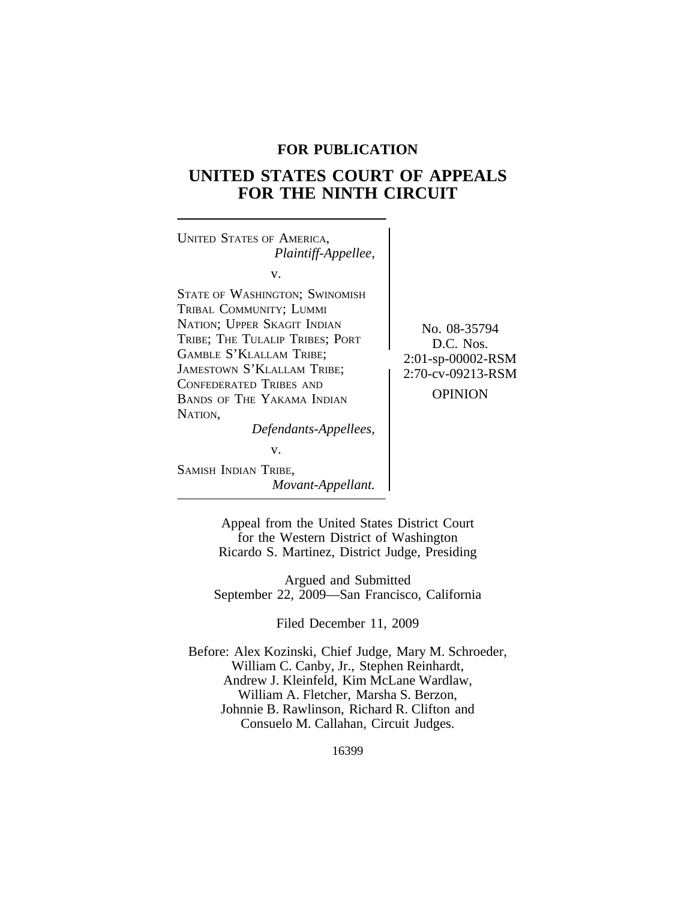**FOR PUBLICATION**

# UNITED STATES COURT OF APPEALS FOR THE NINTH CIRCUIT

UNITED STATES OF AMERICA,
*Plaintiff-Appellee,*

v.

STATE OF WASHINGTON; SWINOMISH TRIBAL COMMUNITY; LUMMI NATION; UPPER SKAGIT INDIAN TRIBE; THE TULALIP TRIBES; PORT GAMBLE S'KLALLAM TRIBE; JAMESTOWN S'KLALLAM TRIBE; CONFEDERATED TRIBES AND BANDS OF THE YAKAMA INDIAN NATION,
*Defendants-Appellees,*

v.

SAMISH INDIAN TRIBE,
*Movant-Appellant.*

No. 08-35794
D.C. Nos.
2:01-sp-00002-RSM
2:70-cv-09213-RSM

OPINION

Appeal from the United States District Court
for the Western District of Washington
Ricardo S. Martinez, District Judge, Presiding

Argued and Submitted
September 22, 2009—San Francisco, California

Filed December 11, 2009

Before: Alex Kozinski, Chief Judge, Mary M. Schroeder, William C. Canby, Jr., Stephen Reinhardt, Andrew J. Kleinfeld, Kim McLane Wardlaw, William A. Fletcher, Marsha S. Berzon, Johnnie B. Rawlinson, Richard R. Clifton and Consuelo M. Callahan, Circuit Judges.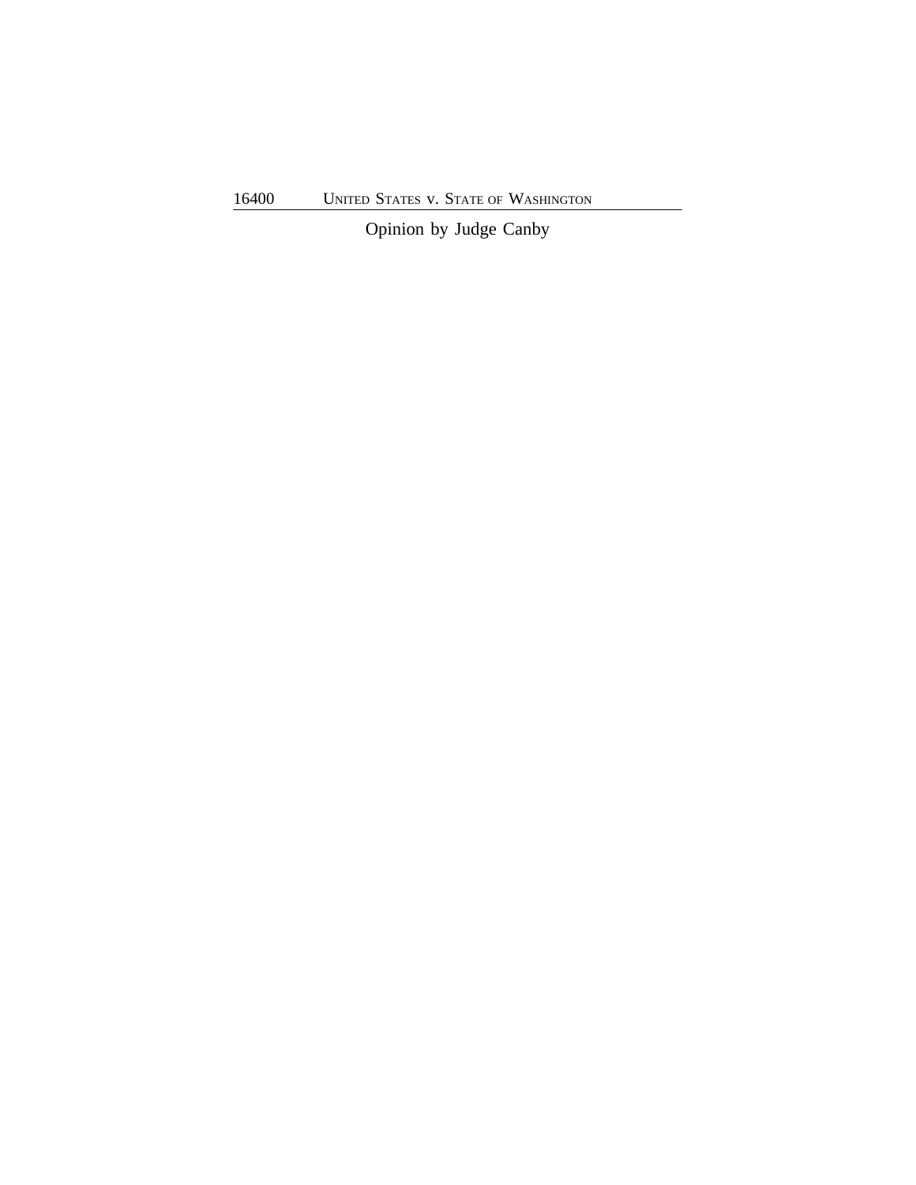Opinion by Judge Canby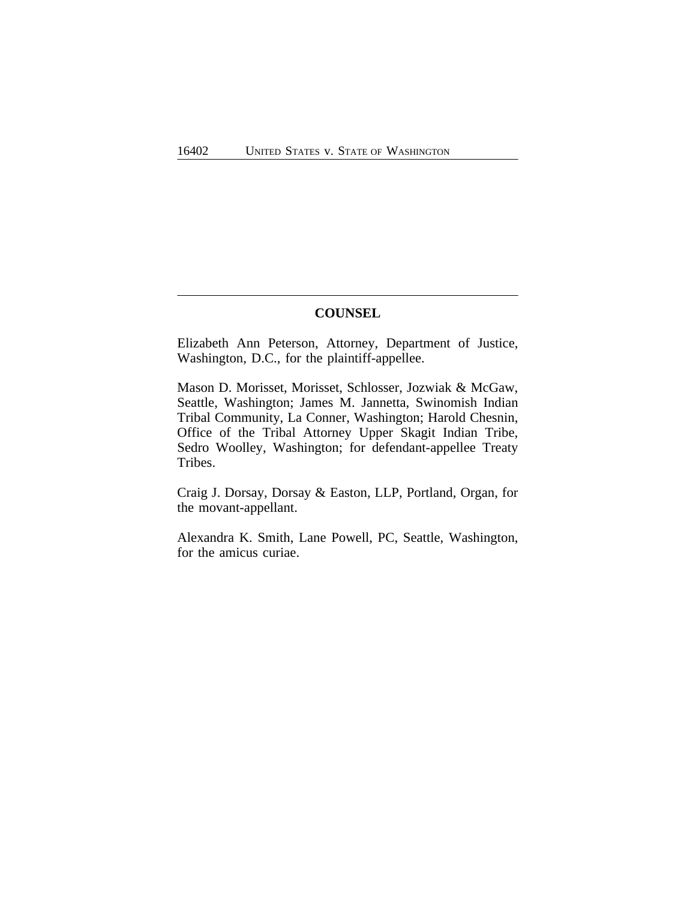## COUNSEL

Elizabeth Ann Peterson, Attorney, Department of Justice, Washington, D.C., for the plaintiff-appellee.

Mason D. Morisset, Morisset, Schlosser, Jozwiak & McGaw, Seattle, Washington; James M. Jannetta, Swinomish Indian Tribal Community, La Conner, Washington; Harold Chesnin, Office of the Tribal Attorney Upper Skagit Indian Tribe, Sedro Woolley, Washington; for defendant-appellee Treaty Tribes.

Craig J. Dorsay, Dorsay & Easton, LLP, Portland, Organ, for the movant-appellant.

Alexandra K. Smith, Lane Powell, PC, Seattle, Washington, for the amicus curiae.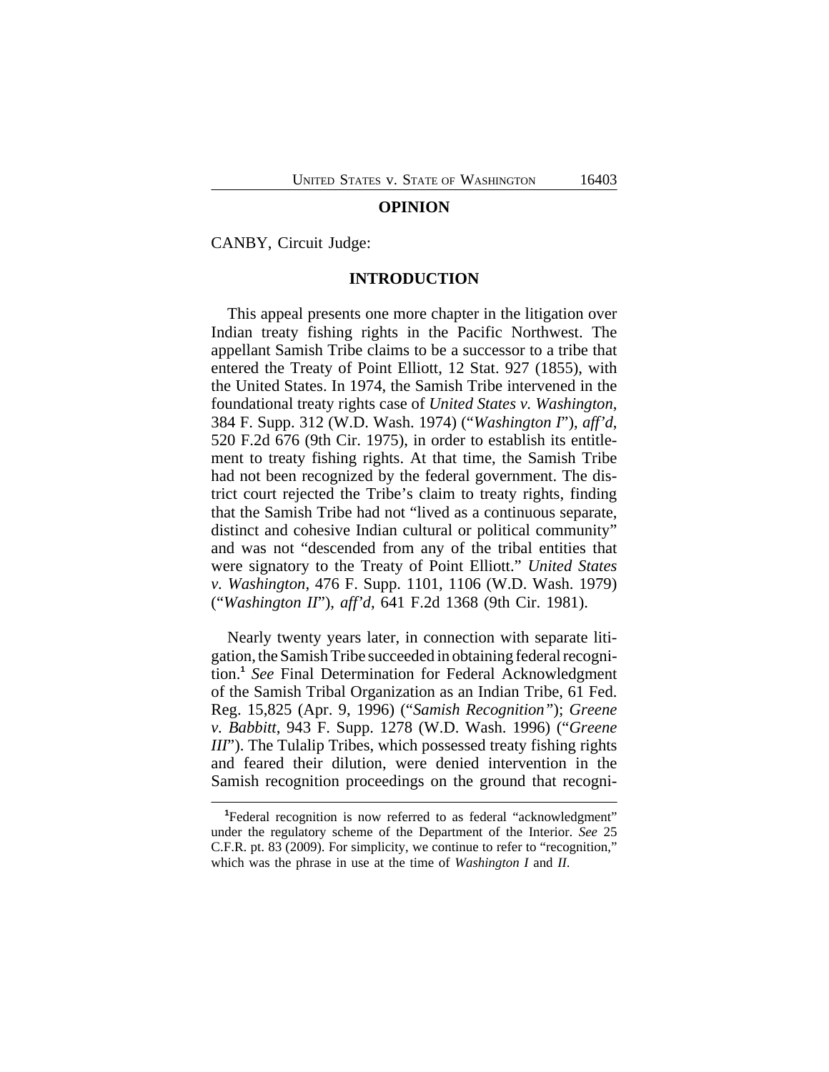## OPINION

CANBY, Circuit Judge:

## INTRODUCTION

This appeal presents one more chapter in the litigation over Indian treaty fishing rights in the Pacific Northwest. The appellant Samish Tribe claims to be a successor to a tribe that entered the Treaty of Point Elliott, 12 Stat. 927 (1855), with the United States. In 1974, the Samish Tribe intervened in the foundational treaty rights case of *United States v. Washington*, 384 F. Supp. 312 (W.D. Wash. 1974) ("*Washington I*"), *aff'd*, 520 F.2d 676 (9th Cir. 1975), in order to establish its entitlement to treaty fishing rights. At that time, the Samish Tribe had not been recognized by the federal government. The district court rejected the Tribe's claim to treaty rights, finding that the Samish Tribe had not "lived as a continuous separate, distinct and cohesive Indian cultural or political community" and was not "descended from any of the tribal entities that were signatory to the Treaty of Point Elliott." *United States v. Washington*, 476 F. Supp. 1101, 1106 (W.D. Wash. 1979) ("*Washington II*"), *aff'd*, 641 F.2d 1368 (9th Cir. 1981).

Nearly twenty years later, in connection with separate litigation, the Samish Tribe succeeded in obtaining federal recognition.[1] *See* Final Determination for Federal Acknowledgment of the Samish Tribal Organization as an Indian Tribe, 61 Fed. Reg. 15,825 (Apr. 9, 1996) ("*Samish Recognition*"); *Greene v. Babbitt*, 943 F. Supp. 1278 (W.D. Wash. 1996) ("*Greene III*"). The Tulalip Tribes, which possessed treaty fishing rights and feared their dilution, were denied intervention in the Samish recognition proceedings on the ground that recogni-

[1]Federal recognition is now referred to as federal "acknowledgment" under the regulatory scheme of the Department of the Interior. *See* 25 C.F.R. pt. 83 (2009). For simplicity, we continue to refer to "recognition," which was the phrase in use at the time of *Washington I* and *II*.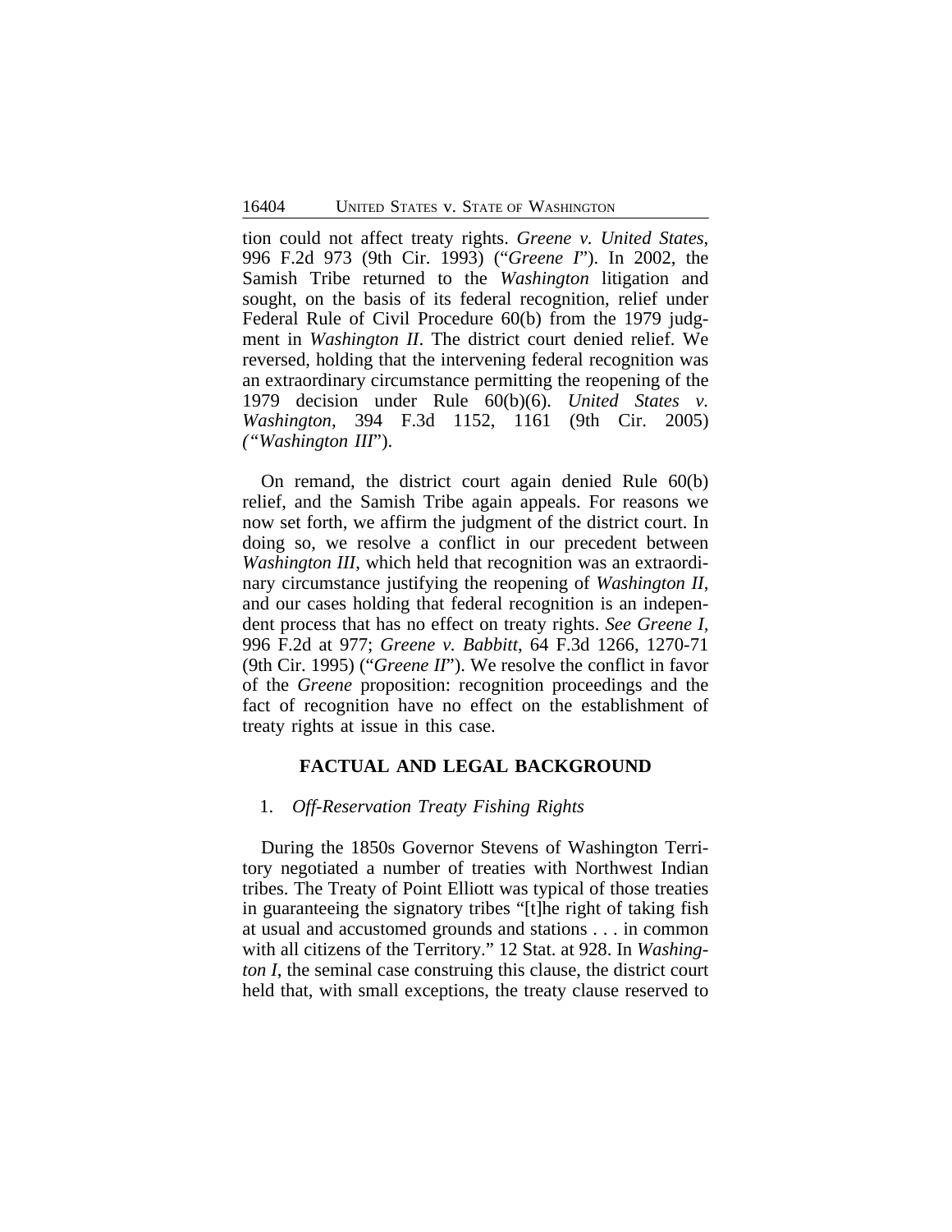tion could not affect treaty rights. *Greene v. United States*, 996 F.2d 973 (9th Cir. 1993) ("*Greene I*"). In 2002, the Samish Tribe returned to the *Washington* litigation and sought, on the basis of its federal recognition, relief under Federal Rule of Civil Procedure 60(b) from the 1979 judgment in *Washington II*. The district court denied relief. We reversed, holding that the intervening federal recognition was an extraordinary circumstance permitting the reopening of the 1979 decision under Rule 60(b)(6). *United States v. Washington*, 394 F.3d 1152, 1161 (9th Cir. 2005) ("*Washington III*").

On remand, the district court again denied Rule 60(b) relief, and the Samish Tribe again appeals. For reasons we now set forth, we affirm the judgment of the district court. In doing so, we resolve a conflict in our precedent between *Washington III*, which held that recognition was an extraordinary circumstance justifying the reopening of *Washington II*, and our cases holding that federal recognition is an independent process that has no effect on treaty rights. *See Greene I*, 996 F.2d at 977; *Greene v. Babbitt*, 64 F.3d 1266, 1270-71 (9th Cir. 1995) ("*Greene II*"). We resolve the conflict in favor of the *Greene* proposition: recognition proceedings and the fact of recognition have no effect on the establishment of treaty rights at issue in this case.

## FACTUAL AND LEGAL BACKGROUND

### 1. *Off-Reservation Treaty Fishing Rights*

During the 1850s Governor Stevens of Washington Territory negotiated a number of treaties with Northwest Indian tribes. The Treaty of Point Elliott was typical of those treaties in guaranteeing the signatory tribes "[t]he right of taking fish at usual and accustomed grounds and stations . . . in common with all citizens of the Territory." 12 Stat. at 928. In *Washington I*, the seminal case construing this clause, the district court held that, with small exceptions, the treaty clause reserved to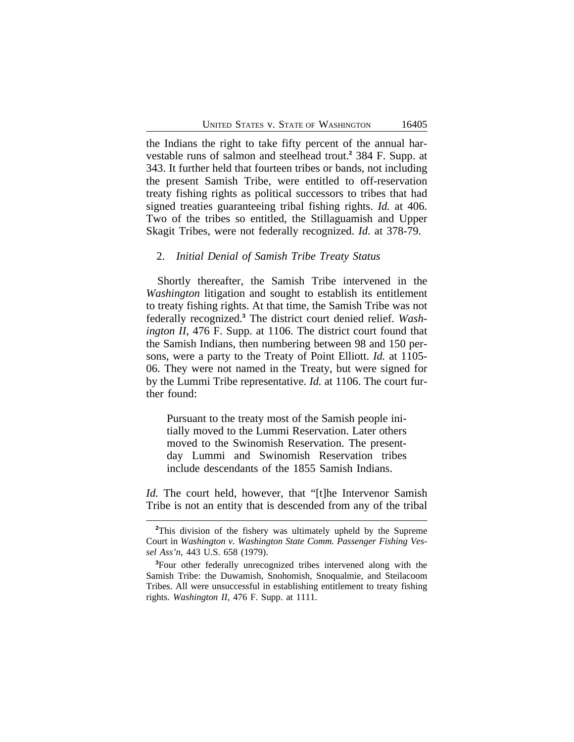the Indians the right to take fifty percent of the annual harvestable runs of salmon and steelhead trout.[2] 384 F. Supp. at 343. It further held that fourteen tribes or bands, not including the present Samish Tribe, were entitled to off-reservation treaty fishing rights as political successors to tribes that had signed treaties guaranteeing tribal fishing rights. *Id.* at 406. Two of the tribes so entitled, the Stillaguamish and Upper Skagit Tribes, were not federally recognized. *Id.* at 378-79.

2. *Initial Denial of Samish Tribe Treaty Status*

Shortly thereafter, the Samish Tribe intervened in the *Washington* litigation and sought to establish its entitlement to treaty fishing rights. At that time, the Samish Tribe was not federally recognized.[3] The district court denied relief. *Washington II*, 476 F. Supp. at 1106. The district court found that the Samish Indians, then numbering between 98 and 150 persons, were a party to the Treaty of Point Elliott. *Id.* at 1105-06. They were not named in the Treaty, but were signed for by the Lummi Tribe representative. *Id.* at 1106. The court further found:

> Pursuant to the treaty most of the Samish people initially moved to the Lummi Reservation. Later others moved to the Swinomish Reservation. The present-day Lummi and Swinomish Reservation tribes include descendants of the 1855 Samish Indians.

*Id.* The court held, however, that "[t]he Intervenor Samish Tribe is not an entity that is descended from any of the tribal

---

[2]This division of the fishery was ultimately upheld by the Supreme Court in *Washington v. Washington State Comm. Passenger Fishing Vessel Ass'n*, 443 U.S. 658 (1979).

[3]Four other federally unrecognized tribes intervened along with the Samish Tribe: the Duwamish, Snohomish, Snoqualmie, and Steilacoom Tribes. All were unsuccessful in establishing entitlement to treaty fishing rights. *Washington II*, 476 F. Supp. at 1111.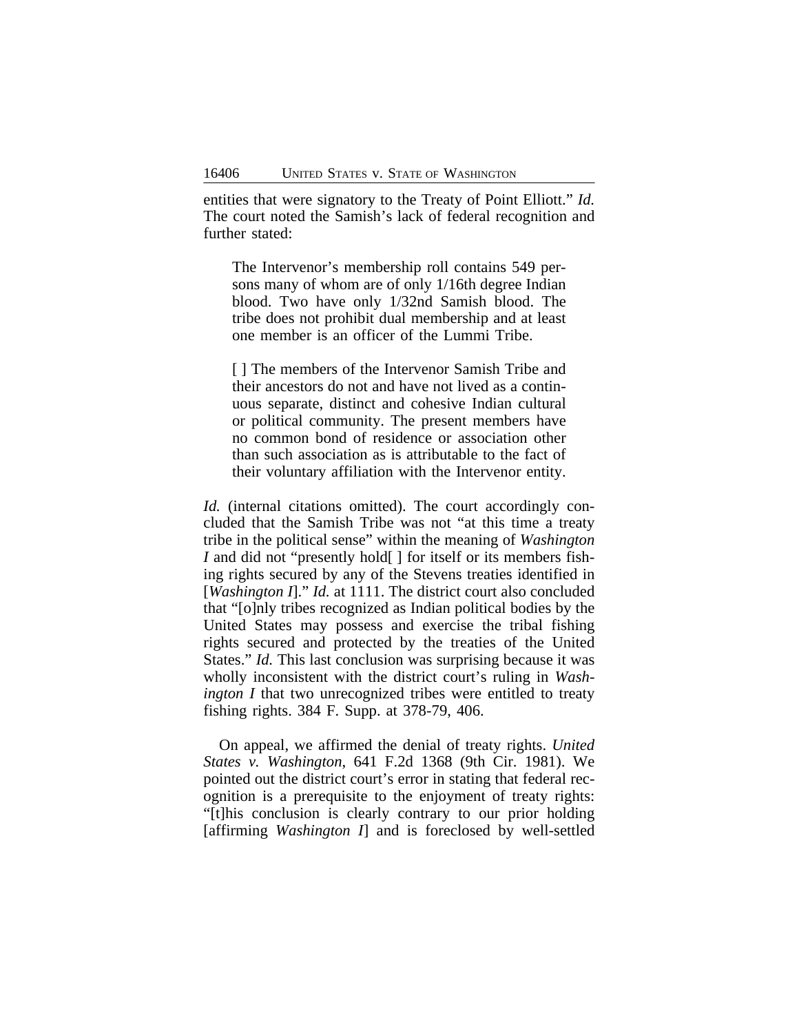entities that were signatory to the Treaty of Point Elliott." *Id.* The court noted the Samish's lack of federal recognition and further stated:

> The Intervenor's membership roll contains 549 persons many of whom are of only 1/16th degree Indian blood. Two have only 1/32nd Samish blood. The tribe does not prohibit dual membership and at least one member is an officer of the Lummi Tribe.
>
> [ ] The members of the Intervenor Samish Tribe and their ancestors do not and have not lived as a continuous separate, distinct and cohesive Indian cultural or political community. The present members have no common bond of residence or association other than such association as is attributable to the fact of their voluntary affiliation with the Intervenor entity.

*Id.* (internal citations omitted). The court accordingly concluded that the Samish Tribe was not "at this time a treaty tribe in the political sense" within the meaning of *Washington I* and did not "presently hold[ ] for itself or its members fishing rights secured by any of the Stevens treaties identified in [*Washington I*]." *Id.* at 1111. The district court also concluded that "[o]nly tribes recognized as Indian political bodies by the United States may possess and exercise the tribal fishing rights secured and protected by the treaties of the United States." *Id.* This last conclusion was surprising because it was wholly inconsistent with the district court's ruling in *Washington I* that two unrecognized tribes were entitled to treaty fishing rights. 384 F. Supp. at 378-79, 406.

On appeal, we affirmed the denial of treaty rights. *United States v. Washington*, 641 F.2d 1368 (9th Cir. 1981). We pointed out the district court's error in stating that federal recognition is a prerequisite to the enjoyment of treaty rights: "[t]his conclusion is clearly contrary to our prior holding [affirming *Washington I*] and is foreclosed by well-settled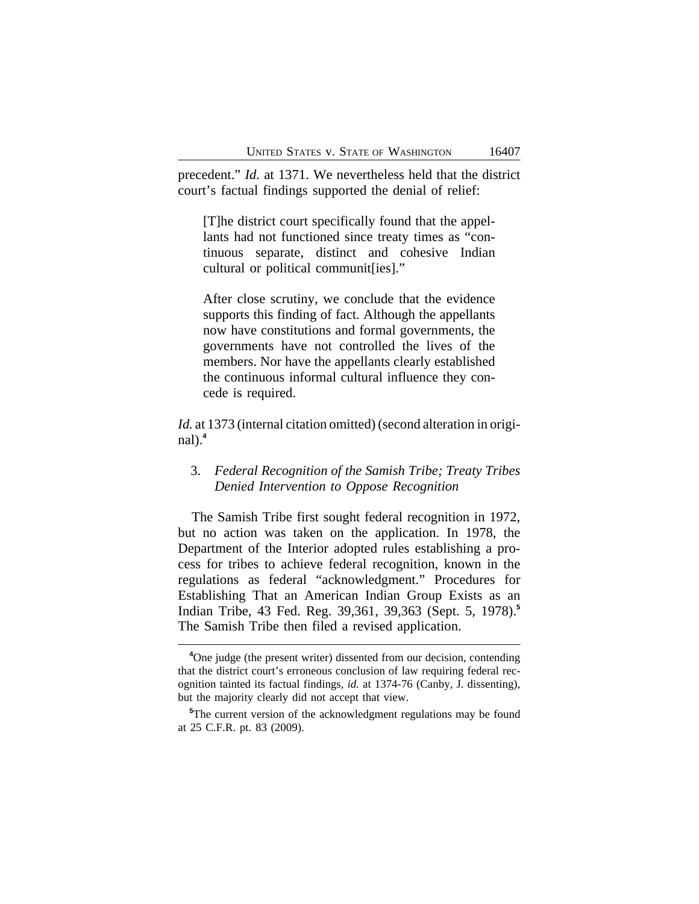precedent." *Id.* at 1371. We nevertheless held that the district court's factual findings supported the denial of relief:

> [T]he district court specifically found that the appellants had not functioned since treaty times as "continuous separate, distinct and cohesive Indian cultural or political communit[ies]."
>
> After close scrutiny, we conclude that the evidence supports this finding of fact. Although the appellants now have constitutions and formal governments, the governments have not controlled the lives of the members. Nor have the appellants clearly established the continuous informal cultural influence they concede is required.

*Id.* at 1373 (internal citation omitted) (second alteration in original).[4]

### 3. *Federal Recognition of the Samish Tribe; Treaty Tribes Denied Intervention to Oppose Recognition*

The Samish Tribe first sought federal recognition in 1972, but no action was taken on the application. In 1978, the Department of the Interior adopted rules establishing a process for tribes to achieve federal recognition, known in the regulations as federal "acknowledgment." Procedures for Establishing That an American Indian Group Exists as an Indian Tribe, 43 Fed. Reg. 39,361, 39,363 (Sept. 5, 1978).[5] The Samish Tribe then filed a revised application.

---

[4]One judge (the present writer) dissented from our decision, contending that the district court's erroneous conclusion of law requiring federal recognition tainted its factual findings, *id.* at 1374-76 (Canby, J. dissenting), but the majority clearly did not accept that view.

[5]The current version of the acknowledgment regulations may be found at 25 C.F.R. pt. 83 (2009).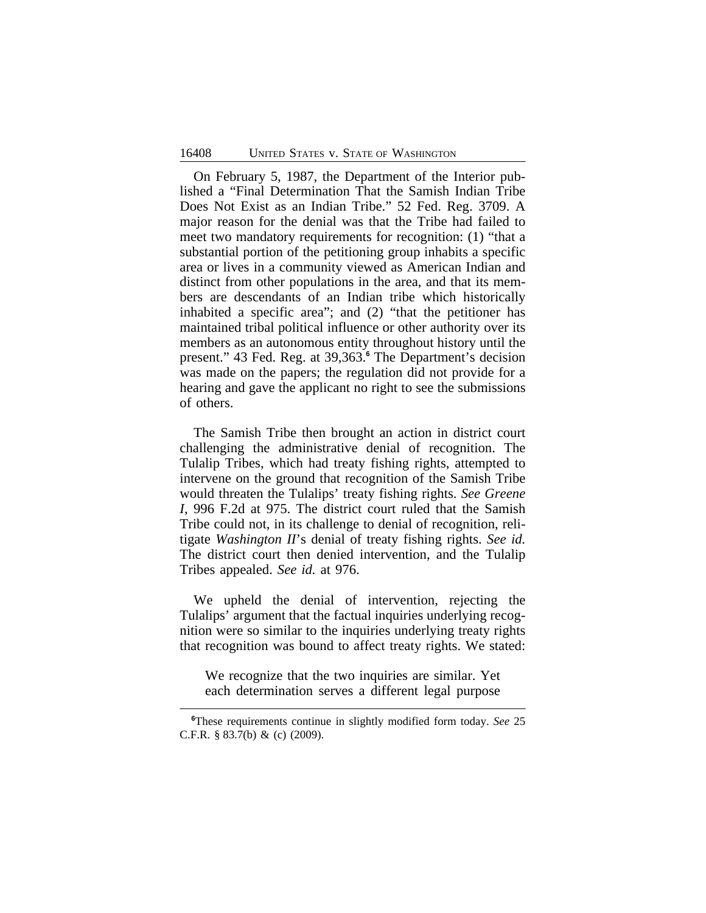On February 5, 1987, the Department of the Interior published a "Final Determination That the Samish Indian Tribe Does Not Exist as an Indian Tribe." 52 Fed. Reg. 3709. A major reason for the denial was that the Tribe had failed to meet two mandatory requirements for recognition: (1) "that a substantial portion of the petitioning group inhabits a specific area or lives in a community viewed as American Indian and distinct from other populations in the area, and that its members are descendants of an Indian tribe which historically inhabited a specific area"; and (2) "that the petitioner has maintained tribal political influence or other authority over its members as an autonomous entity throughout history until the present." 43 Fed. Reg. at 39,363.[6] The Department's decision was made on the papers; the regulation did not provide for a hearing and gave the applicant no right to see the submissions of others.

The Samish Tribe then brought an action in district court challenging the administrative denial of recognition. The Tulalip Tribes, which had treaty fishing rights, attempted to intervene on the ground that recognition of the Samish Tribe would threaten the Tulalips' treaty fishing rights. *See Greene I*, 996 F.2d at 975. The district court ruled that the Samish Tribe could not, in its challenge to denial of recognition, relitigate *Washington II*'s denial of treaty fishing rights. *See id.* The district court then denied intervention, and the Tulalip Tribes appealed. *See id.* at 976.

We upheld the denial of intervention, rejecting the Tulalips' argument that the factual inquiries underlying recognition were so similar to the inquiries underlying treaty rights that recognition was bound to affect treaty rights. We stated:

> We recognize that the two inquiries are similar. Yet each determination serves a different legal purpose

[6] These requirements continue in slightly modified form today. *See* 25 C.F.R. § 83.7(b) & (c) (2009).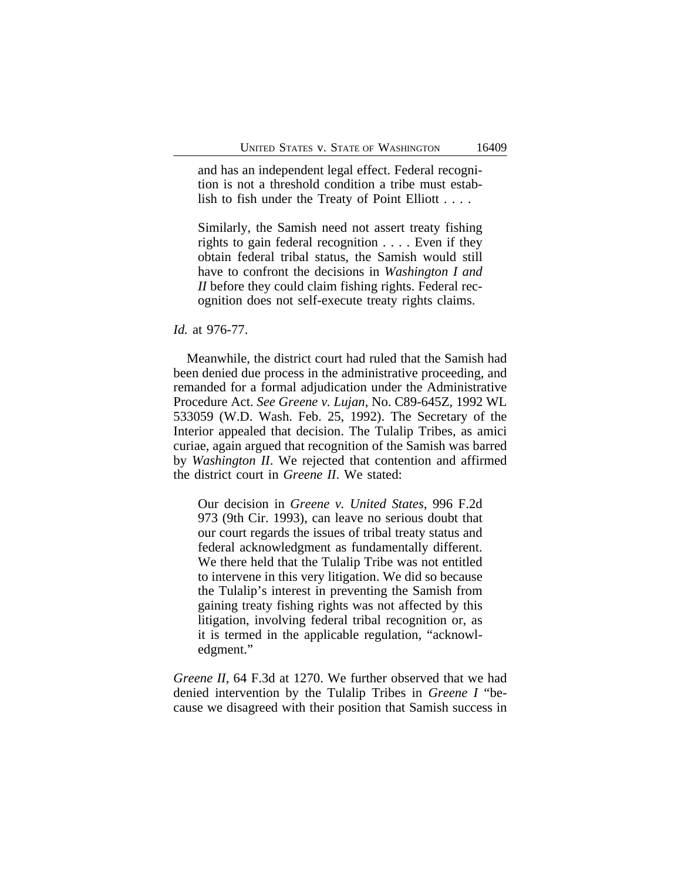> and has an independent legal effect. Federal recognition is not a threshold condition a tribe must establish to fish under the Treaty of Point Elliott . . . .
>
> Similarly, the Samish need not assert treaty fishing rights to gain federal recognition . . . . Even if they obtain federal tribal status, the Samish would still have to confront the decisions in *Washington I and II* before they could claim fishing rights. Federal recognition does not self-execute treaty rights claims.

*Id.* at 976-77.

Meanwhile, the district court had ruled that the Samish had been denied due process in the administrative proceeding, and remanded for a formal adjudication under the Administrative Procedure Act. *See Greene v. Lujan*, No. C89-645Z, 1992 WL 533059 (W.D. Wash. Feb. 25, 1992). The Secretary of the Interior appealed that decision. The Tulalip Tribes, as amici curiae, again argued that recognition of the Samish was barred by *Washington II*. We rejected that contention and affirmed the district court in *Greene II*. We stated:

> Our decision in *Greene v. United States*, 996 F.2d 973 (9th Cir. 1993), can leave no serious doubt that our court regards the issues of tribal treaty status and federal acknowledgment as fundamentally different. We there held that the Tulalip Tribe was not entitled to intervene in this very litigation. We did so because the Tulalip's interest in preventing the Samish from gaining treaty fishing rights was not affected by this litigation, involving federal tribal recognition or, as it is termed in the applicable regulation, "acknowledgment."

*Greene II*, 64 F.3d at 1270. We further observed that we had denied intervention by the Tulalip Tribes in *Greene I* "because we disagreed with their position that Samish success in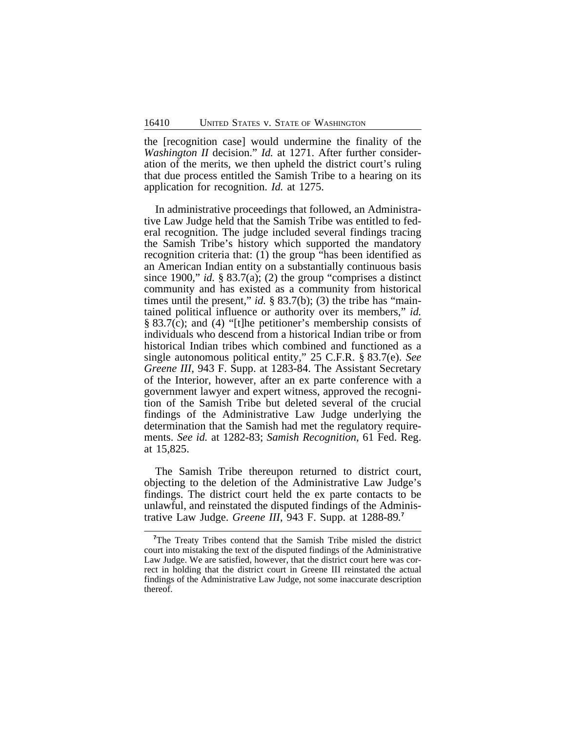the [recognition case] would undermine the finality of the *Washington II* decision." *Id.* at 1271. After further consideration of the merits, we then upheld the district court's ruling that due process entitled the Samish Tribe to a hearing on its application for recognition. *Id.* at 1275.

In administrative proceedings that followed, an Administrative Law Judge held that the Samish Tribe was entitled to federal recognition. The judge included several findings tracing the Samish Tribe's history which supported the mandatory recognition criteria that: (1) the group "has been identified as an American Indian entity on a substantially continuous basis since 1900," *id.* § 83.7(a); (2) the group "comprises a distinct community and has existed as a community from historical times until the present," *id.* § 83.7(b); (3) the tribe has "maintained political influence or authority over its members," *id.* § 83.7(c); and (4) "[t]he petitioner's membership consists of individuals who descend from a historical Indian tribe or from historical Indian tribes which combined and functioned as a single autonomous political entity," 25 C.F.R. § 83.7(e). *See Greene III*, 943 F. Supp. at 1283-84. The Assistant Secretary of the Interior, however, after an ex parte conference with a government lawyer and expert witness, approved the recognition of the Samish Tribe but deleted several of the crucial findings of the Administrative Law Judge underlying the determination that the Samish had met the regulatory requirements. *See id.* at 1282-83; *Samish Recognition*, 61 Fed. Reg. at 15,825.

The Samish Tribe thereupon returned to district court, objecting to the deletion of the Administrative Law Judge's findings. The district court held the ex parte contacts to be unlawful, and reinstated the disputed findings of the Administrative Law Judge. *Greene III*, 943 F. Supp. at 1288-89.[7]

[7]The Treaty Tribes contend that the Samish Tribe misled the district court into mistaking the text of the disputed findings of the Administrative Law Judge. We are satisfied, however, that the district court here was correct in holding that the district court in Greene III reinstated the actual findings of the Administrative Law Judge, not some inaccurate description thereof.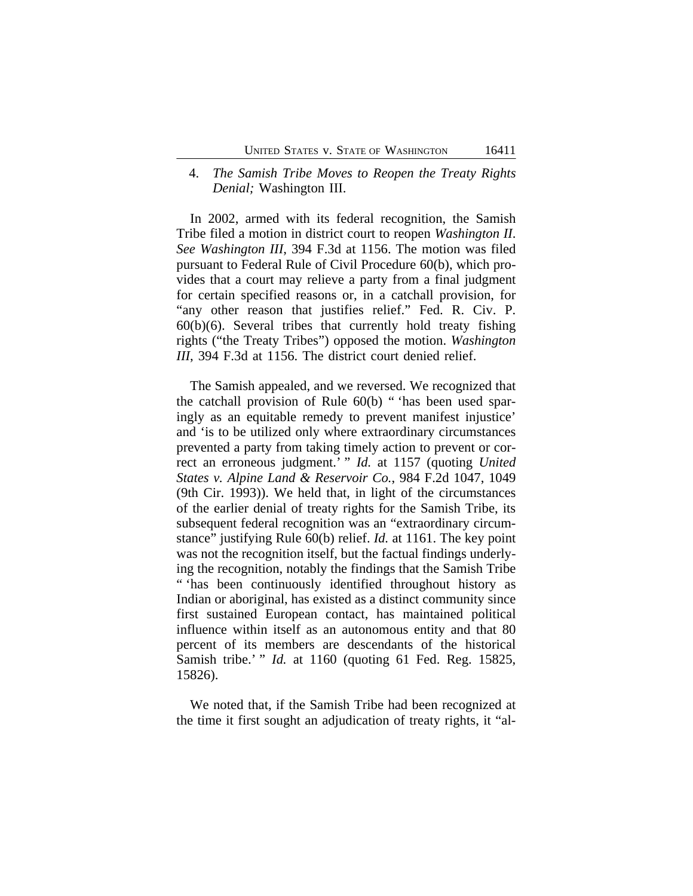4. *The Samish Tribe Moves to Reopen the Treaty Rights Denial;* Washington III.

In 2002, armed with its federal recognition, the Samish Tribe filed a motion in district court to reopen *Washington II*. *See Washington III*, 394 F.3d at 1156. The motion was filed pursuant to Federal Rule of Civil Procedure 60(b), which provides that a court may relieve a party from a final judgment for certain specified reasons or, in a catchall provision, for "any other reason that justifies relief." Fed. R. Civ. P. 60(b)(6). Several tribes that currently hold treaty fishing rights ("the Treaty Tribes") opposed the motion. *Washington III*, 394 F.3d at 1156. The district court denied relief.

The Samish appealed, and we reversed. We recognized that the catchall provision of Rule 60(b) " 'has been used sparingly as an equitable remedy to prevent manifest injustice' and 'is to be utilized only where extraordinary circumstances prevented a party from taking timely action to prevent or correct an erroneous judgment.' " *Id.* at 1157 (quoting *United States v. Alpine Land & Reservoir Co.*, 984 F.2d 1047, 1049 (9th Cir. 1993)). We held that, in light of the circumstances of the earlier denial of treaty rights for the Samish Tribe, its subsequent federal recognition was an "extraordinary circumstance" justifying Rule 60(b) relief. *Id.* at 1161. The key point was not the recognition itself, but the factual findings underlying the recognition, notably the findings that the Samish Tribe " 'has been continuously identified throughout history as Indian or aboriginal, has existed as a distinct community since first sustained European contact, has maintained political influence within itself as an autonomous entity and that 80 percent of its members are descendants of the historical Samish tribe.' " *Id.* at 1160 (quoting 61 Fed. Reg. 15825, 15826).

We noted that, if the Samish Tribe had been recognized at the time it first sought an adjudication of treaty rights, it "al-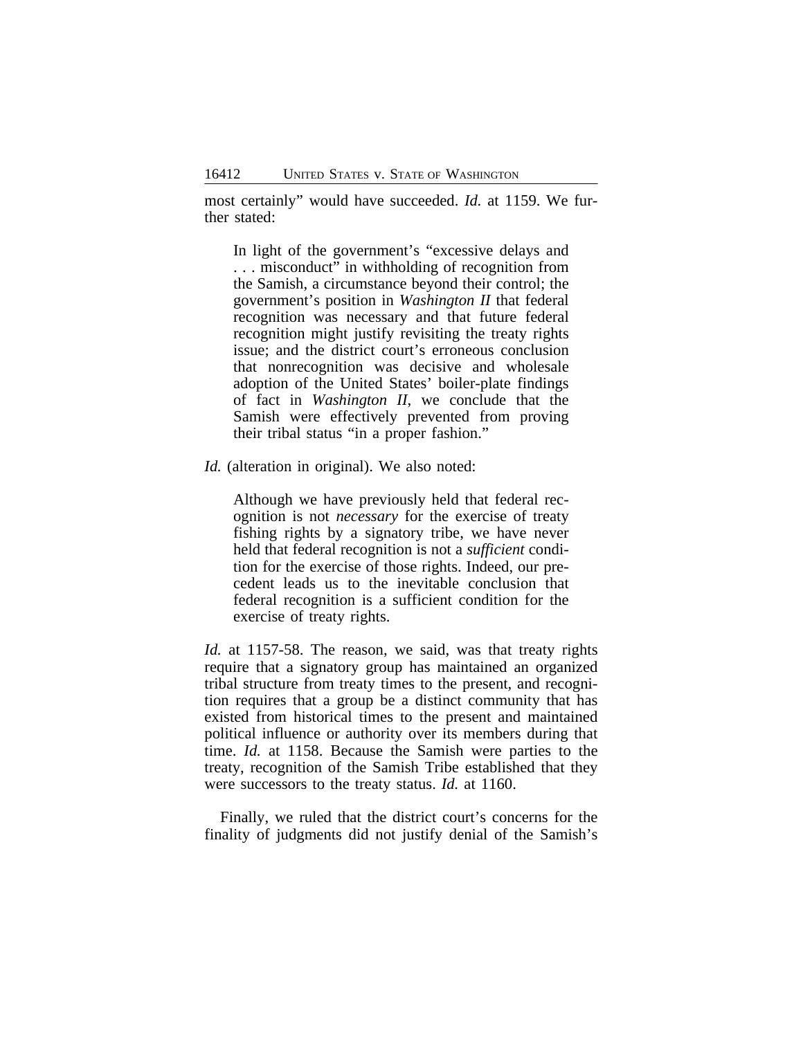most certainly" would have succeeded. *Id.* at 1159. We further stated:

> In light of the government's "excessive delays and . . . misconduct" in withholding of recognition from the Samish, a circumstance beyond their control; the government's position in *Washington II* that federal recognition was necessary and that future federal recognition might justify revisiting the treaty rights issue; and the district court's erroneous conclusion that nonrecognition was decisive and wholesale adoption of the United States' boiler-plate findings of fact in *Washington II*, we conclude that the Samish were effectively prevented from proving their tribal status "in a proper fashion."

*Id.* (alteration in original). We also noted:

> Although we have previously held that federal recognition is not *necessary* for the exercise of treaty fishing rights by a signatory tribe, we have never held that federal recognition is not a *sufficient* condition for the exercise of those rights. Indeed, our precedent leads us to the inevitable conclusion that federal recognition is a sufficient condition for the exercise of treaty rights.

*Id.* at 1157-58. The reason, we said, was that treaty rights require that a signatory group has maintained an organized tribal structure from treaty times to the present, and recognition requires that a group be a distinct community that has existed from historical times to the present and maintained political influence or authority over its members during that time. *Id.* at 1158. Because the Samish were parties to the treaty, recognition of the Samish Tribe established that they were successors to the treaty status. *Id.* at 1160.

Finally, we ruled that the district court's concerns for the finality of judgments did not justify denial of the Samish's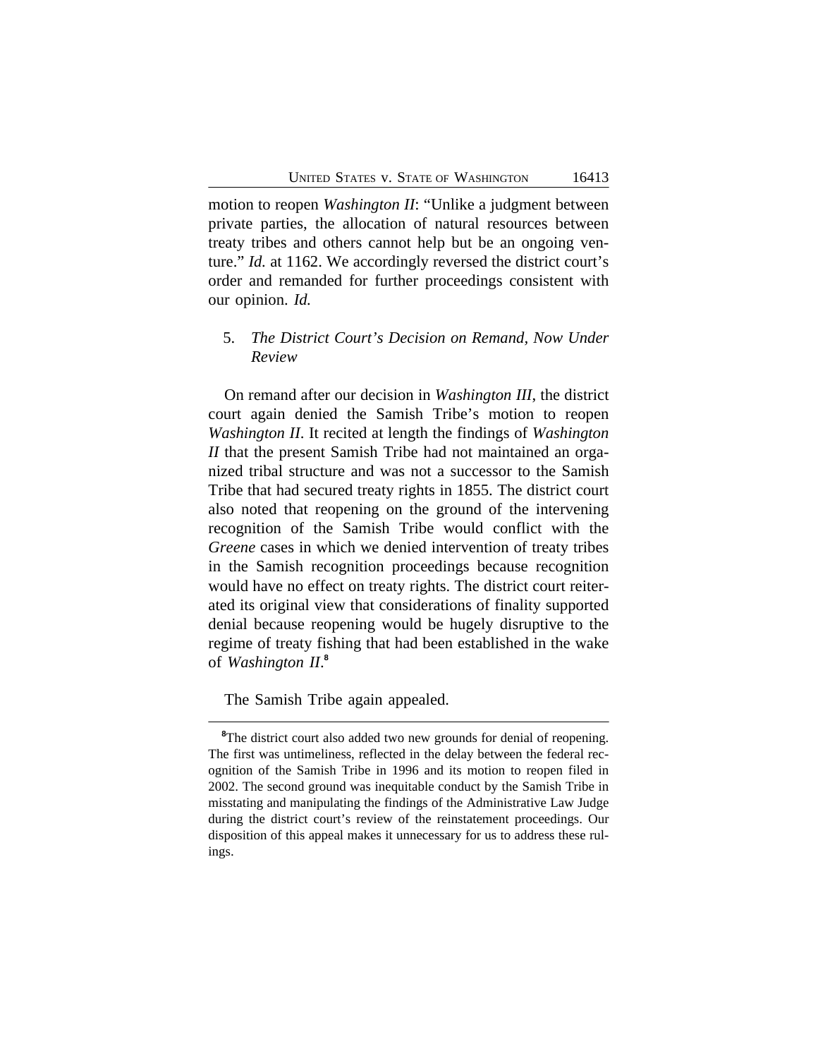motion to reopen *Washington II*: "Unlike a judgment between private parties, the allocation of natural resources between treaty tribes and others cannot help but be an ongoing venture." *Id.* at 1162. We accordingly reversed the district court's order and remanded for further proceedings consistent with our opinion. *Id.*

5. *The District Court's Decision on Remand, Now Under Review*

On remand after our decision in *Washington III*, the district court again denied the Samish Tribe's motion to reopen *Washington II*. It recited at length the findings of *Washington II* that the present Samish Tribe had not maintained an organized tribal structure and was not a successor to the Samish Tribe that had secured treaty rights in 1855. The district court also noted that reopening on the ground of the intervening recognition of the Samish Tribe would conflict with the *Greene* cases in which we denied intervention of treaty tribes in the Samish recognition proceedings because recognition would have no effect on treaty rights. The district court reiterated its original view that considerations of finality supported denial because reopening would be hugely disruptive to the regime of treaty fishing that had been established in the wake of *Washington II*.[8]

The Samish Tribe again appealed.

---

[8]The district court also added two new grounds for denial of reopening. The first was untimeliness, reflected in the delay between the federal recognition of the Samish Tribe in 1996 and its motion to reopen filed in 2002. The second ground was inequitable conduct by the Samish Tribe in misstating and manipulating the findings of the Administrative Law Judge during the district court's review of the reinstatement proceedings. Our disposition of this appeal makes it unnecessary for us to address these rulings.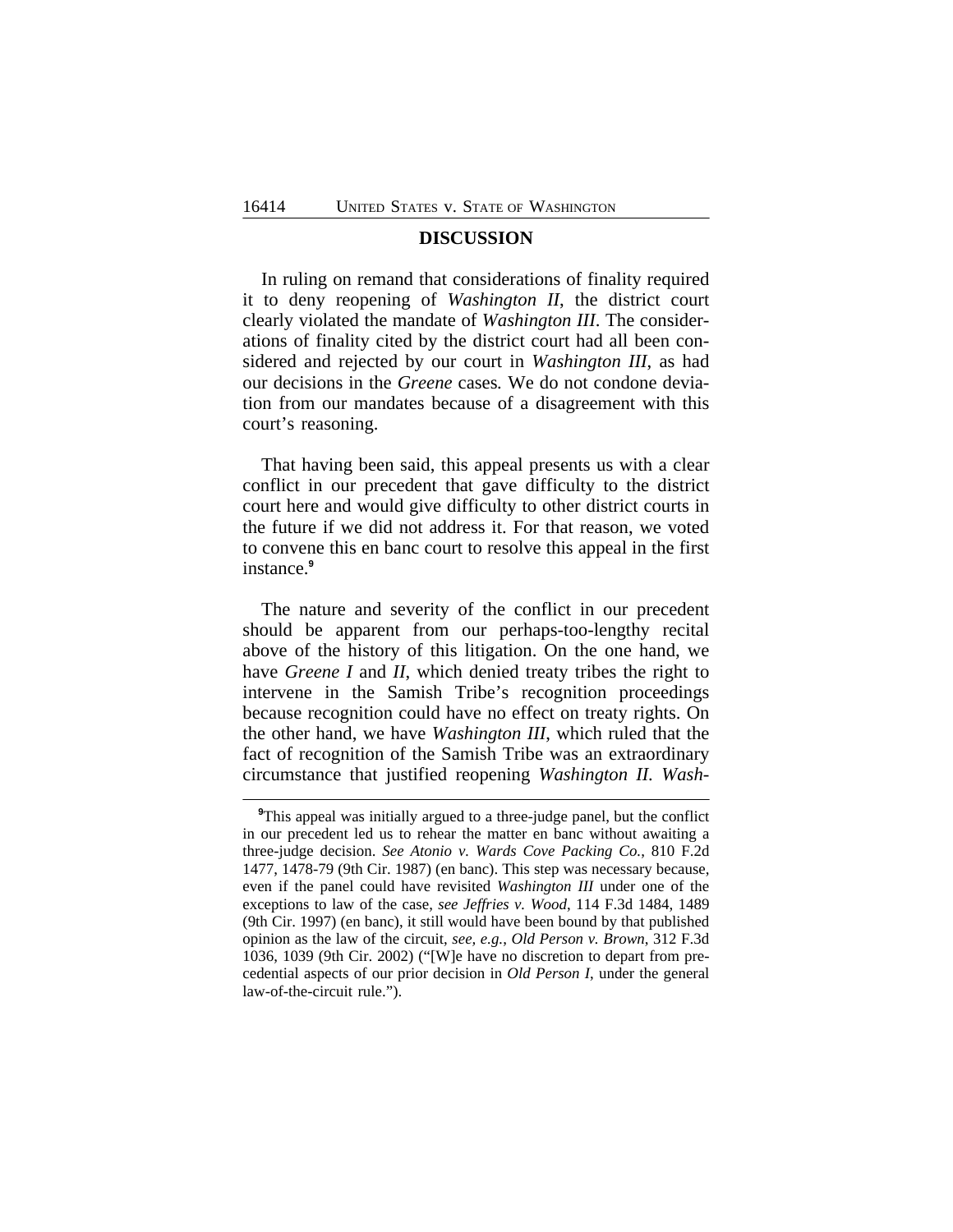## DISCUSSION

In ruling on remand that considerations of finality required it to deny reopening of *Washington II*, the district court clearly violated the mandate of *Washington III*. The considerations of finality cited by the district court had all been considered and rejected by our court in *Washington III*, as had our decisions in the *Greene* cases*.* We do not condone deviation from our mandates because of a disagreement with this court's reasoning.

That having been said, this appeal presents us with a clear conflict in our precedent that gave difficulty to the district court here and would give difficulty to other district courts in the future if we did not address it. For that reason, we voted to convene this en banc court to resolve this appeal in the first instance.[9]

The nature and severity of the conflict in our precedent should be apparent from our perhaps-too-lengthy recital above of the history of this litigation. On the one hand, we have *Greene I* and *II*, which denied treaty tribes the right to intervene in the Samish Tribe's recognition proceedings because recognition could have no effect on treaty rights. On the other hand, we have *Washington III*, which ruled that the fact of recognition of the Samish Tribe was an extraordinary circumstance that justified reopening *Washington II*. *Wash-*

---

[9]This appeal was initially argued to a three-judge panel, but the conflict in our precedent led us to rehear the matter en banc without awaiting a three-judge decision. *See Atonio v. Wards Cove Packing Co.*, 810 F.2d 1477, 1478-79 (9th Cir. 1987) (en banc). This step was necessary because, even if the panel could have revisited *Washington III* under one of the exceptions to law of the case, *see Jeffries v. Wood*, 114 F.3d 1484, 1489 (9th Cir. 1997) (en banc), it still would have been bound by that published opinion as the law of the circuit, *see, e.g.*, *Old Person v. Brown*, 312 F.3d 1036, 1039 (9th Cir. 2002) ("[W]e have no discretion to depart from precedential aspects of our prior decision in *Old Person I*, under the general law-of-the-circuit rule.").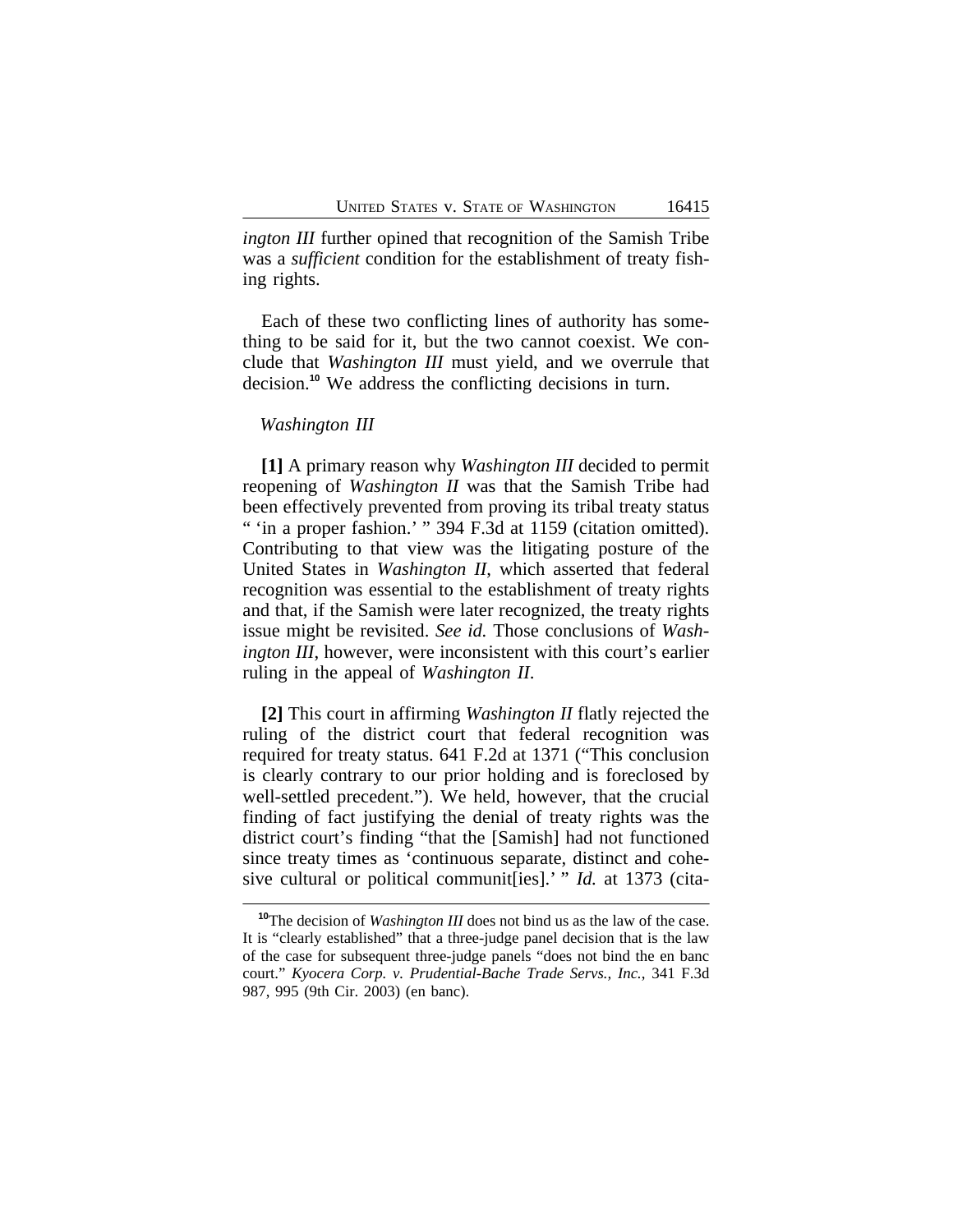*ington III* further opined that recognition of the Samish Tribe was a *sufficient* condition for the establishment of treaty fishing rights.

Each of these two conflicting lines of authority has something to be said for it, but the two cannot coexist. We conclude that *Washington III* must yield, and we overrule that decision.[10] We address the conflicting decisions in turn.

*Washington III*

**[1]** A primary reason why *Washington III* decided to permit reopening of *Washington II* was that the Samish Tribe had been effectively prevented from proving its tribal treaty status " 'in a proper fashion.' " 394 F.3d at 1159 (citation omitted). Contributing to that view was the litigating posture of the United States in *Washington II*, which asserted that federal recognition was essential to the establishment of treaty rights and that, if the Samish were later recognized, the treaty rights issue might be revisited. *See id.* Those conclusions of *Washington III*, however, were inconsistent with this court's earlier ruling in the appeal of *Washington II*.

**[2]** This court in affirming *Washington II* flatly rejected the ruling of the district court that federal recognition was required for treaty status. 641 F.2d at 1371 ("This conclusion is clearly contrary to our prior holding and is foreclosed by well-settled precedent."). We held, however, that the crucial finding of fact justifying the denial of treaty rights was the district court's finding "that the [Samish] had not functioned since treaty times as 'continuous separate, distinct and cohesive cultural or political communit[ies].' " *Id.* at 1373 (cita-

---

[10] The decision of *Washington III* does not bind us as the law of the case. It is "clearly established" that a three-judge panel decision that is the law of the case for subsequent three-judge panels "does not bind the en banc court." *Kyocera Corp. v. Prudential-Bache Trade Servs., Inc.*, 341 F.3d 987, 995 (9th Cir. 2003) (en banc).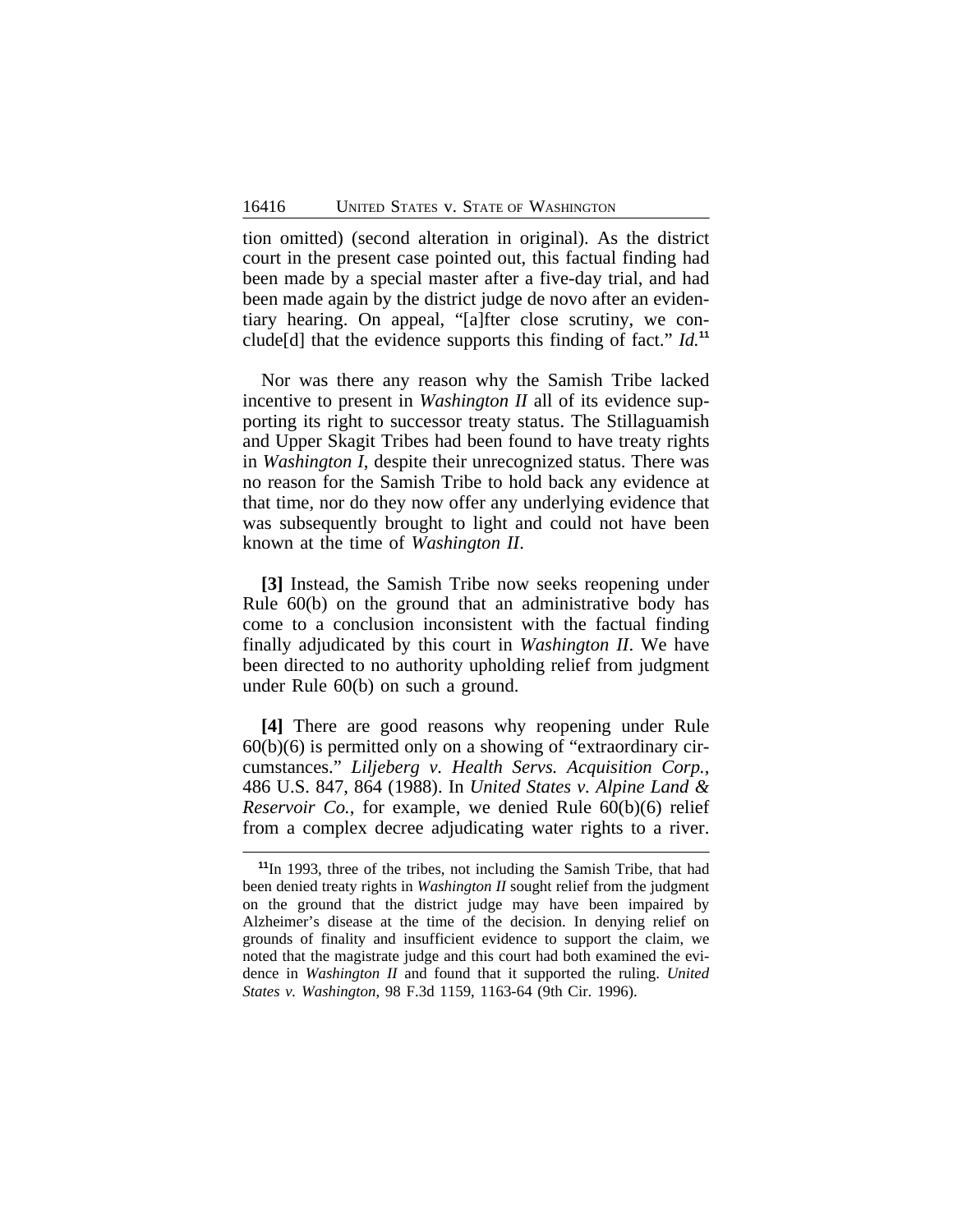tion omitted) (second alteration in original). As the district court in the present case pointed out, this factual finding had been made by a special master after a five-day trial, and had been made again by the district judge de novo after an evidentiary hearing. On appeal, "[a]fter close scrutiny, we conclude[d] that the evidence supports this finding of fact." *Id.*[11]

Nor was there any reason why the Samish Tribe lacked incentive to present in *Washington II* all of its evidence supporting its right to successor treaty status. The Stillaguamish and Upper Skagit Tribes had been found to have treaty rights in *Washington I*, despite their unrecognized status. There was no reason for the Samish Tribe to hold back any evidence at that time, nor do they now offer any underlying evidence that was subsequently brought to light and could not have been known at the time of *Washington II*.

**[3]** Instead, the Samish Tribe now seeks reopening under Rule 60(b) on the ground that an administrative body has come to a conclusion inconsistent with the factual finding finally adjudicated by this court in *Washington II*. We have been directed to no authority upholding relief from judgment under Rule 60(b) on such a ground.

**[4]** There are good reasons why reopening under Rule 60(b)(6) is permitted only on a showing of "extraordinary circumstances." *Liljeberg v. Health Servs. Acquisition Corp.*, 486 U.S. 847, 864 (1988). In *United States v. Alpine Land & Reservoir Co.*, for example, we denied Rule 60(b)(6) relief from a complex decree adjudicating water rights to a river.

[11] In 1993, three of the tribes, not including the Samish Tribe, that had been denied treaty rights in *Washington II* sought relief from the judgment on the ground that the district judge may have been impaired by Alzheimer's disease at the time of the decision. In denying relief on grounds of finality and insufficient evidence to support the claim, we noted that the magistrate judge and this court had both examined the evidence in *Washington II* and found that it supported the ruling. *United States v. Washington*, 98 F.3d 1159, 1163-64 (9th Cir. 1996).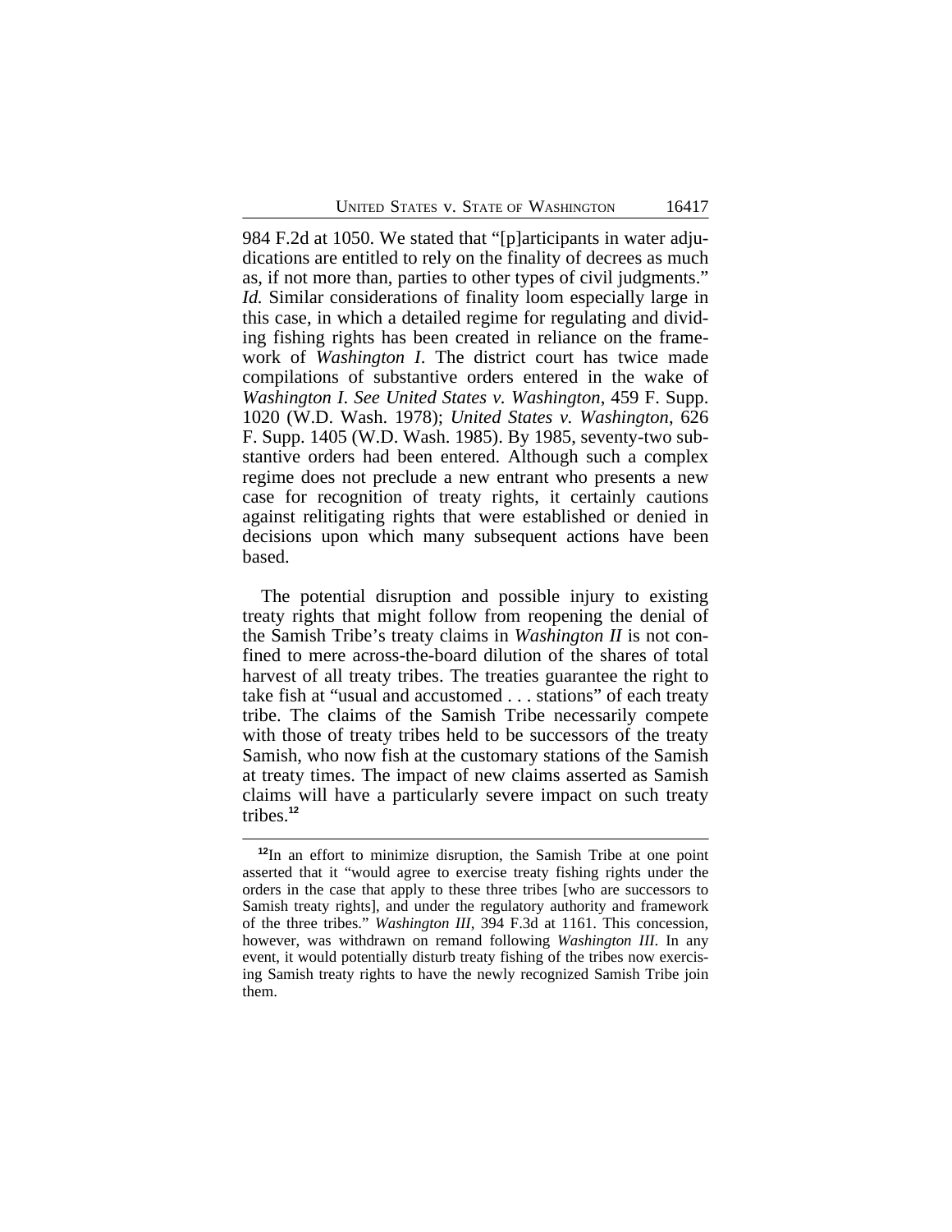984 F.2d at 1050. We stated that "[p]articipants in water adjudications are entitled to rely on the finality of decrees as much as, if not more than, parties to other types of civil judgments." *Id.* Similar considerations of finality loom especially large in this case, in which a detailed regime for regulating and dividing fishing rights has been created in reliance on the framework of *Washington I*. The district court has twice made compilations of substantive orders entered in the wake of *Washington I*. *See United States v. Washington*, 459 F. Supp. 1020 (W.D. Wash. 1978); *United States v. Washington*, 626 F. Supp. 1405 (W.D. Wash. 1985). By 1985, seventy-two substantive orders had been entered. Although such a complex regime does not preclude a new entrant who presents a new case for recognition of treaty rights, it certainly cautions against relitigating rights that were established or denied in decisions upon which many subsequent actions have been based.

The potential disruption and possible injury to existing treaty rights that might follow from reopening the denial of the Samish Tribe's treaty claims in *Washington II* is not confined to mere across-the-board dilution of the shares of total harvest of all treaty tribes. The treaties guarantee the right to take fish at "usual and accustomed . . . stations" of each treaty tribe. The claims of the Samish Tribe necessarily compete with those of treaty tribes held to be successors of the treaty Samish, who now fish at the customary stations of the Samish at treaty times. The impact of new claims asserted as Samish claims will have a particularly severe impact on such treaty tribes.[12]

[12]In an effort to minimize disruption, the Samish Tribe at one point asserted that it "would agree to exercise treaty fishing rights under the orders in the case that apply to these three tribes [who are successors to Samish treaty rights], and under the regulatory authority and framework of the three tribes." *Washington III*, 394 F.3d at 1161. This concession, however, was withdrawn on remand following *Washington III*. In any event, it would potentially disturb treaty fishing of the tribes now exercising Samish treaty rights to have the newly recognized Samish Tribe join them.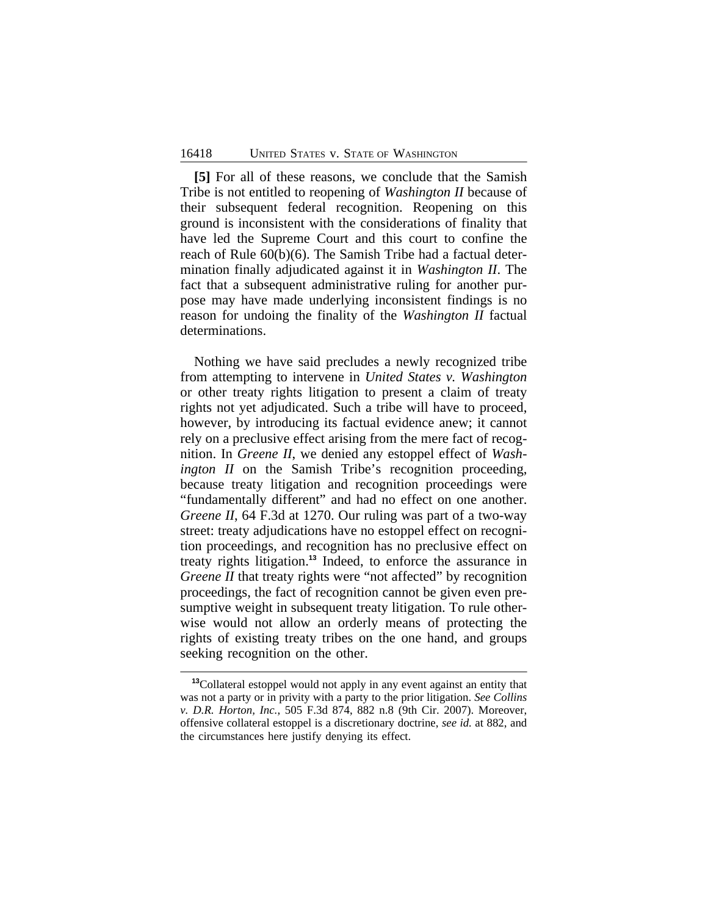**[5]** For all of these reasons, we conclude that the Samish Tribe is not entitled to reopening of *Washington II* because of their subsequent federal recognition. Reopening on this ground is inconsistent with the considerations of finality that have led the Supreme Court and this court to confine the reach of Rule 60(b)(6). The Samish Tribe had a factual determination finally adjudicated against it in *Washington II*. The fact that a subsequent administrative ruling for another purpose may have made underlying inconsistent findings is no reason for undoing the finality of the *Washington II* factual determinations.

Nothing we have said precludes a newly recognized tribe from attempting to intervene in *United States v. Washington* or other treaty rights litigation to present a claim of treaty rights not yet adjudicated. Such a tribe will have to proceed, however, by introducing its factual evidence anew; it cannot rely on a preclusive effect arising from the mere fact of recognition. In *Greene II*, we denied any estoppel effect of *Washington II* on the Samish Tribe's recognition proceeding, because treaty litigation and recognition proceedings were "fundamentally different" and had no effect on one another. *Greene II*, 64 F.3d at 1270. Our ruling was part of a two-way street: treaty adjudications have no estoppel effect on recognition proceedings, and recognition has no preclusive effect on treaty rights litigation.[13] Indeed, to enforce the assurance in *Greene II* that treaty rights were "not affected" by recognition proceedings, the fact of recognition cannot be given even presumptive weight in subsequent treaty litigation. To rule otherwise would not allow an orderly means of protecting the rights of existing treaty tribes on the one hand, and groups seeking recognition on the other.

[13]Collateral estoppel would not apply in any event against an entity that was not a party or in privity with a party to the prior litigation. *See Collins v. D.R. Horton, Inc.*, 505 F.3d 874, 882 n.8 (9th Cir. 2007). Moreover, offensive collateral estoppel is a discretionary doctrine, *see id.* at 882, and the circumstances here justify denying its effect.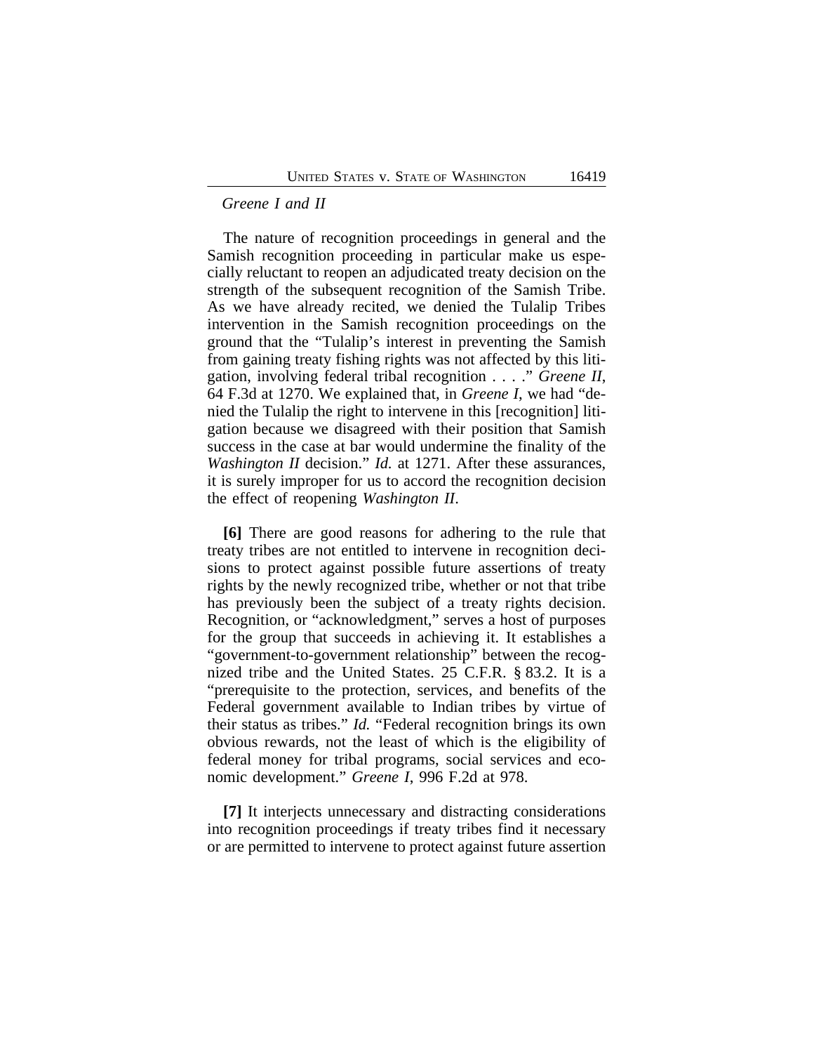*Greene I and II*

The nature of recognition proceedings in general and the Samish recognition proceeding in particular make us especially reluctant to reopen an adjudicated treaty decision on the strength of the subsequent recognition of the Samish Tribe. As we have already recited, we denied the Tulalip Tribes intervention in the Samish recognition proceedings on the ground that the "Tulalip's interest in preventing the Samish from gaining treaty fishing rights was not affected by this litigation, involving federal tribal recognition . . . ." *Greene II*, 64 F.3d at 1270. We explained that, in *Greene I*, we had "denied the Tulalip the right to intervene in this [recognition] litigation because we disagreed with their position that Samish success in the case at bar would undermine the finality of the *Washington II* decision." *Id.* at 1271. After these assurances, it is surely improper for us to accord the recognition decision the effect of reopening *Washington II*.

**[6]** There are good reasons for adhering to the rule that treaty tribes are not entitled to intervene in recognition decisions to protect against possible future assertions of treaty rights by the newly recognized tribe, whether or not that tribe has previously been the subject of a treaty rights decision. Recognition, or "acknowledgment," serves a host of purposes for the group that succeeds in achieving it. It establishes a "government-to-government relationship" between the recognized tribe and the United States. 25 C.F.R. § 83.2. It is a "prerequisite to the protection, services, and benefits of the Federal government available to Indian tribes by virtue of their status as tribes." *Id.* "Federal recognition brings its own obvious rewards, not the least of which is the eligibility of federal money for tribal programs, social services and economic development." *Greene I*, 996 F.2d at 978.

**[7]** It interjects unnecessary and distracting considerations into recognition proceedings if treaty tribes find it necessary or are permitted to intervene to protect against future assertion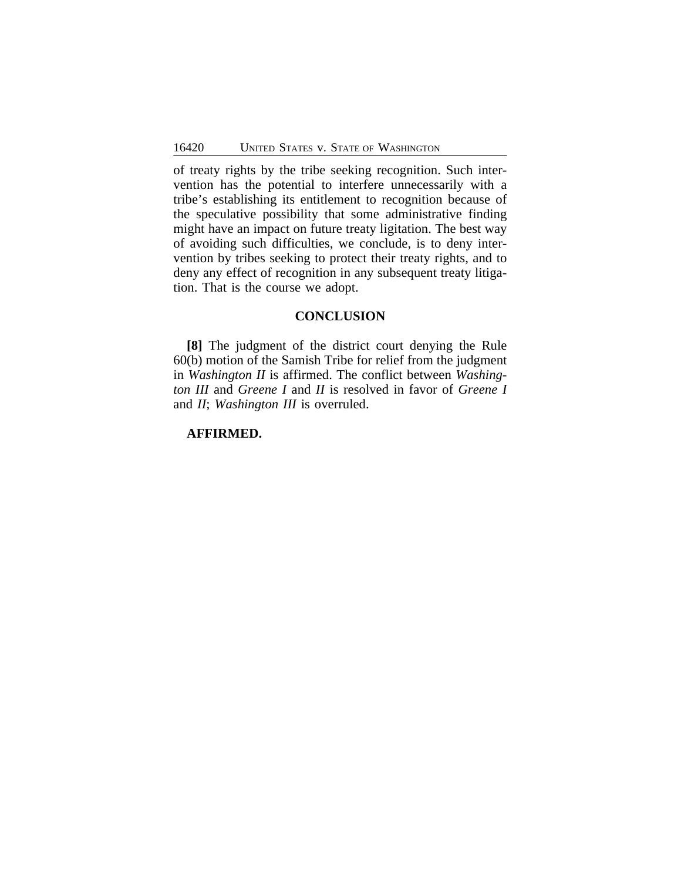of treaty rights by the tribe seeking recognition. Such intervention has the potential to interfere unnecessarily with a tribe's establishing its entitlement to recognition because of the speculative possibility that some administrative finding might have an impact on future treaty litigation. The best way of avoiding such difficulties, we conclude, is to deny intervention by tribes seeking to protect their treaty rights, and to deny any effect of recognition in any subsequent treaty litigation. That is the course we adopt.

## CONCLUSION

**[8]** The judgment of the district court denying the Rule 60(b) motion of the Samish Tribe for relief from the judgment in *Washington II* is affirmed. The conflict between *Washington III* and *Greene I* and *II* is resolved in favor of *Greene I* and *II*; *Washington III* is overruled.

**AFFIRMED.**